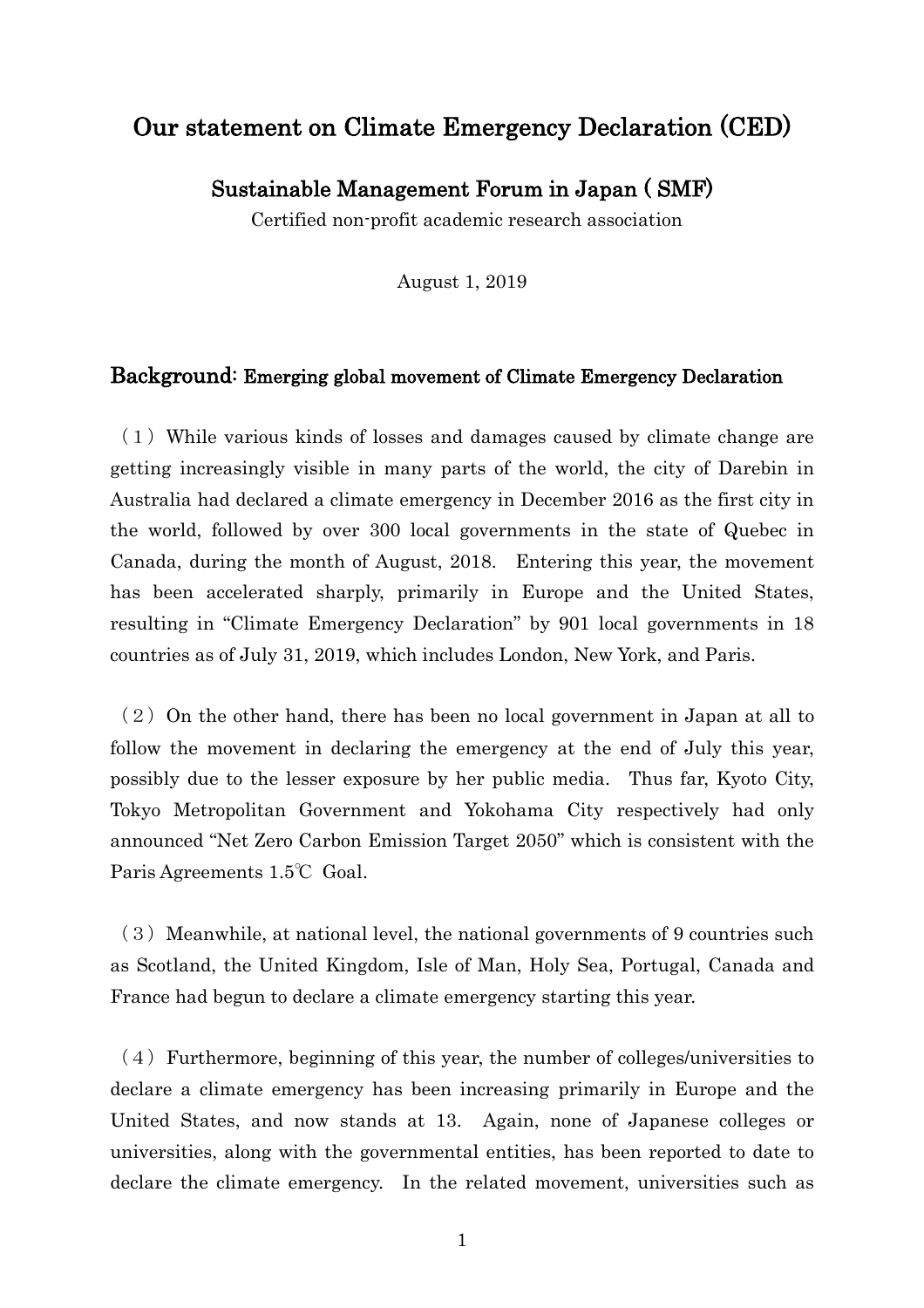# Our statement on Climate Emergency Declaration (CED)

## Sustainable Management Forum in Japan ( SMF)

Certified non-profit academic research association

August 1, 2019

### Background: Emerging global movement of Climate Emergency Declaration

（1）While various kinds of losses and damages caused by climate change are getting increasingly visible in many parts of the world, the city of Darebin in Australia had declared a climate emergency in December 2016 as the first city in the world, followed by over 300 local governments in the state of Quebec in Canada, during the month of August, 2018. Entering this year, the movement has been accelerated sharply, primarily in Europe and the United States, resulting in "Climate Emergency Declaration" by 901 local governments in 18 countries as of July 31, 2019, which includes London, New York, and Paris.

（2）On the other hand, there has been no local government in Japan at all to follow the movement in declaring the emergency at the end of July this year, possibly due to the lesser exposure by her public media. Thus far, Kyoto City, Tokyo Metropolitan Government and Yokohama City respectively had only announced "Net Zero Carbon Emission Target 2050" which is consistent with the Paris Agreements 1.5℃ Goal.

（3）Meanwhile, at national level, the national governments of 9 countries such as Scotland, the United Kingdom, Isle of Man, Holy Sea, Portugal, Canada and France had begun to declare a climate emergency starting this year.

（4）Furthermore, beginning of this year, the number of colleges/universities to declare a climate emergency has been increasing primarily in Europe and the United States, and now stands at 13. Again, none of Japanese colleges or universities, along with the governmental entities, has been reported to date to declare the climate emergency. In the related movement, universities such as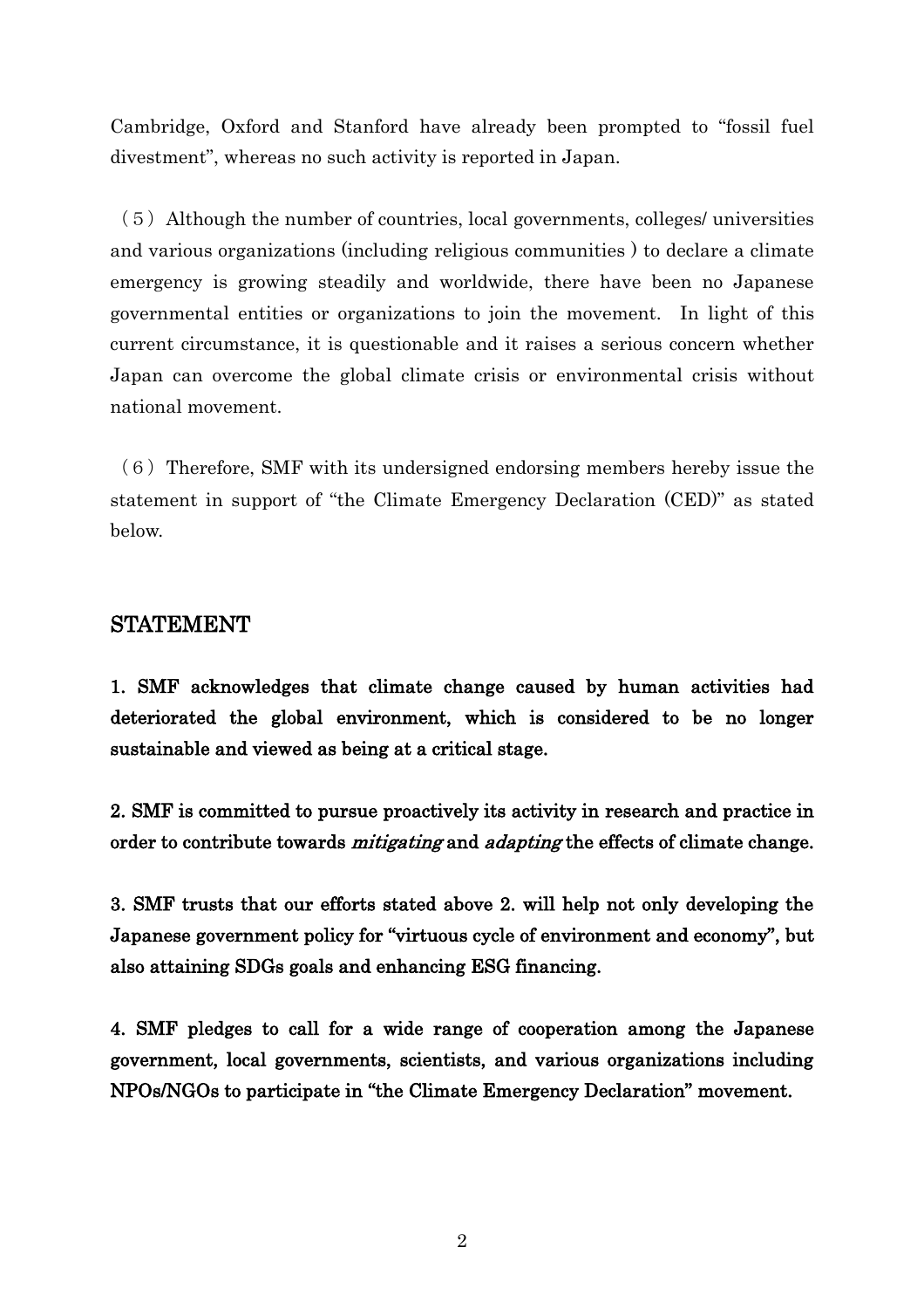Cambridge, Oxford and Stanford have already been prompted to "fossil fuel divestment", whereas no such activity is reported in Japan.

（5）Although the number of countries, local governments, colleges/ universities and various organizations (including religious communities ) to declare a climate emergency is growing steadily and worldwide, there have been no Japanese governmental entities or organizations to join the movement. In light of this current circumstance, it is questionable and it raises a serious concern whether Japan can overcome the global climate crisis or environmental crisis without national movement.

（6）Therefore, SMF with its undersigned endorsing members hereby issue the statement in support of "the Climate Emergency Declaration (CED)" as stated below.

## STATEMENT

**1. SMF acknowledges that climate change caused by human activities had deteriorated the global environment, which is considered to be no longer sustainable and viewed as being at a critical stage.**

**2. SMF is committed to pursue proactively its activity in research and practice in order to contribute towards *mitigating* and *adapting* the effects of climate change.**

**3. SMF trusts that our efforts stated above 2. will help not only developing the Japanese government policy for "virtuous cycle of environment and economy", but also attaining SDGs goals and enhancing ESG financing.**

**4. SMF pledges to call for a wide range of cooperation among the Japanese government, local governments, scientists, and various organizations including NPOs/NGOs to participate in "the Climate Emergency Declaration" movement.**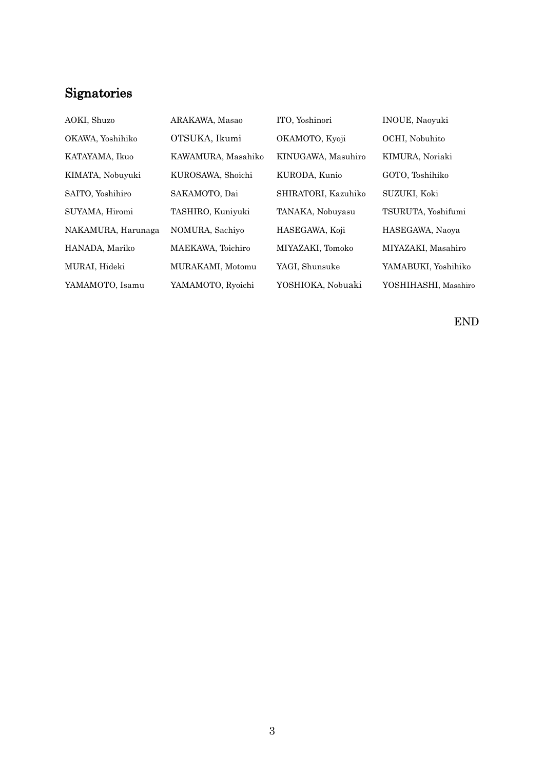## Signatories

| | | | |
|---|---|---|---|
| AOKI, Shuzo | ARAKAWA, Masao | ITO, Yoshinori | INOUE, Naoyuki |
| OKAWA, Yoshihiko | OTSUKA, Ikumi | OKAMOTO, Kyoji | OCHI, Nobuhito |
| KATAYAMA, Ikuo | KAWAMURA, Masahiko | KINUGAWA, Masuhiro | KIMURA, Noriaki |
| KIMATA, Nobuyuki | KUROSAWA, Shoichi | KURODA, Kunio | GOTO, Toshihiko |
| SAITO, Yoshihiro | SAKAMOTO, Dai | SHIRATORI, Kazuhiko | SUZUKI, Koki |
| SUYAMA, Hiromi | TASHIRO, Kuniyuki | TANAKA, Nobuyasu | TSURUTA, Yoshifumi |
| NAKAMURA, Harunaga | NOMURA, Sachiyo | HASEGAWA, Koji | HASEGAWA, Naoya |
| HANADA, Mariko | MAEKAWA, Toichiro | MIYAZAKI, Tomoko | MIYAZAKI, Masahiro |
| MURAI, Hideki | MURAKAMI, Motomu | YAGI, Shunsuke | YAMABUKI, Yoshihiko |
| YAMAMOTO, Isamu | YAMAMOTO, Ryoichi | YOSHIOKA, Nobuaki | YOSHIHASHI, Masahiro |

END